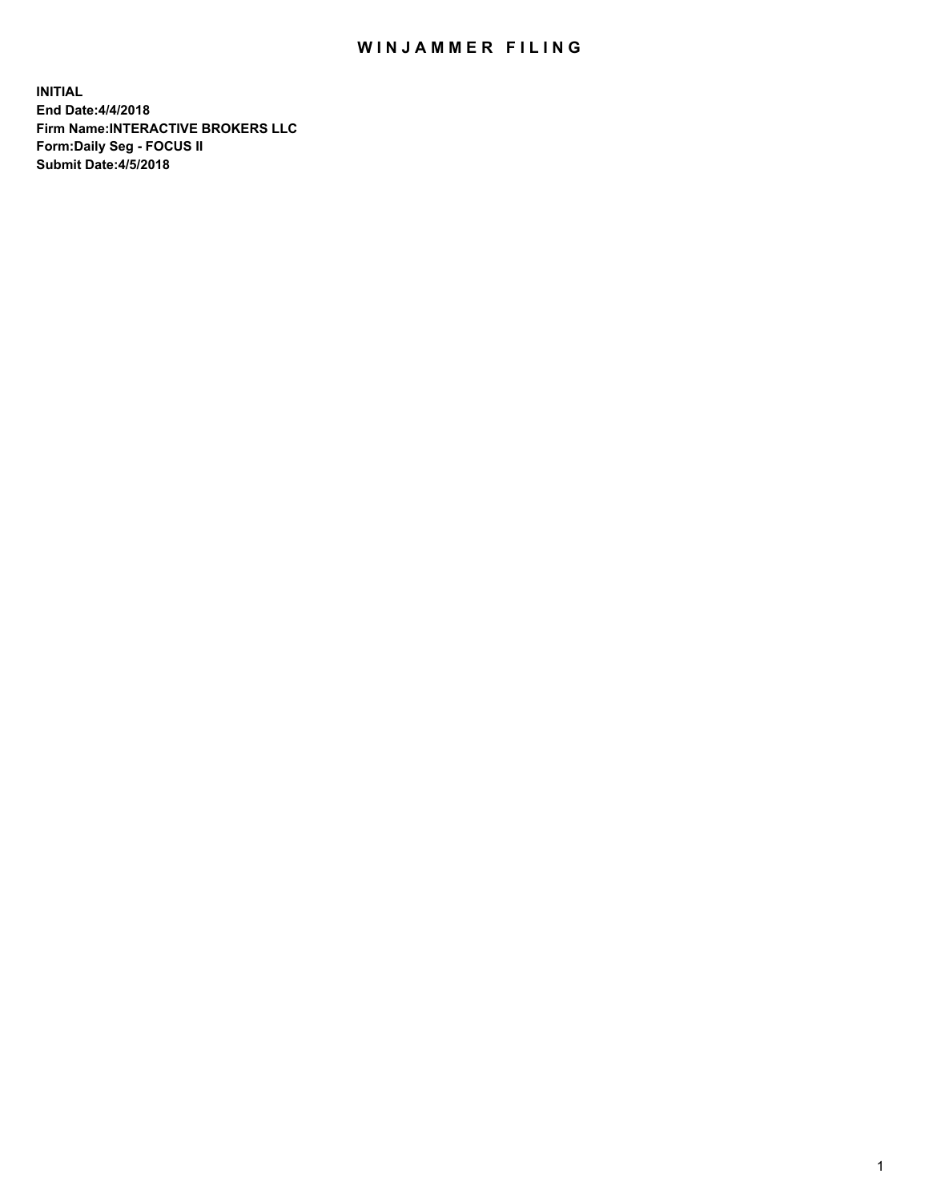# WINJAMMER FILING

**INITIAL**
**End Date:4/4/2018**
**Firm Name:INTERACTIVE BROKERS LLC**
**Form:Daily Seg - FOCUS II**
**Submit Date:4/5/2018**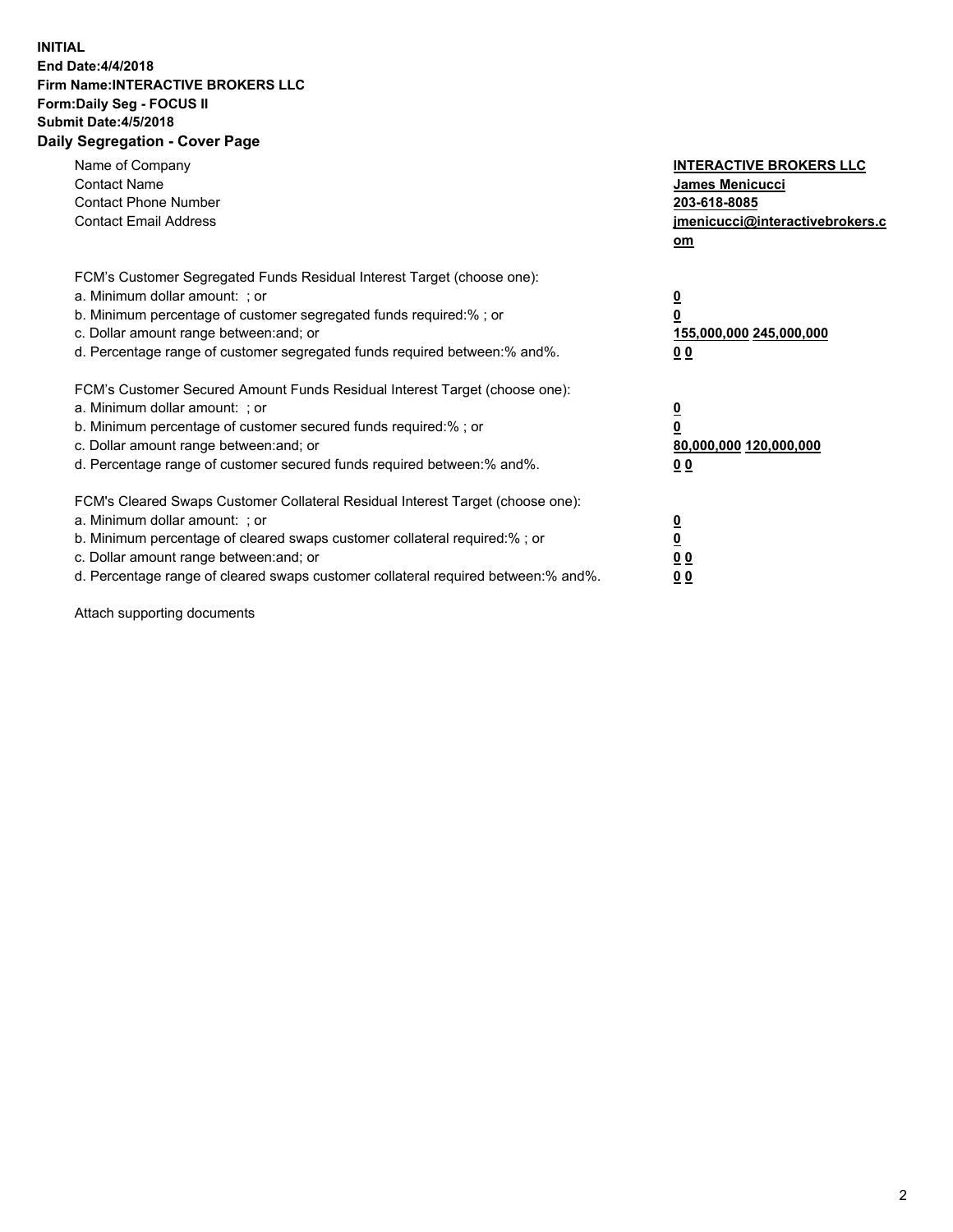**INITIAL**
**End Date:4/4/2018**
**Firm Name:INTERACTIVE BROKERS LLC**
**Form:Daily Seg - FOCUS II**
**Submit Date:4/5/2018**

## Daily Segregation - Cover Page

| | |
|---|---|
| Name of Company | **INTERACTIVE BROKERS LLC** |
| Contact Name | **James Menicucci** |
| Contact Phone Number | **203-618-8085** |
| Contact Email Address | **jmenicucci@interactivebrokers.com** |

| | |
|---|---|
| FCM's Customer Segregated Funds Residual Interest Target (choose one): | |
| a. Minimum dollar amount: ; or | **0** |
| b. Minimum percentage of customer segregated funds required:% ; or | **0** |
| c. Dollar amount range between:and; or | **155,000,000 245,000,000** |
| d. Percentage range of customer segregated funds required between:% and%. | **0 0** |
| FCM's Customer Secured Amount Funds Residual Interest Target (choose one): | |
| a. Minimum dollar amount: ; or | **0** |
| b. Minimum percentage of customer secured funds required:% ; or | **0** |
| c. Dollar amount range between:and; or | **80,000,000 120,000,000** |
| d. Percentage range of customer secured funds required between:% and%. | **0 0** |
| FCM's Cleared Swaps Customer Collateral Residual Interest Target (choose one): | |
| a. Minimum dollar amount: ; or | **0** |
| b. Minimum percentage of cleared swaps customer collateral required:% ; or | **0** |
| c. Dollar amount range between:and; or | **0 0** |
| d. Percentage range of cleared swaps customer collateral required between:% and%. | **0 0** |

Attach supporting documents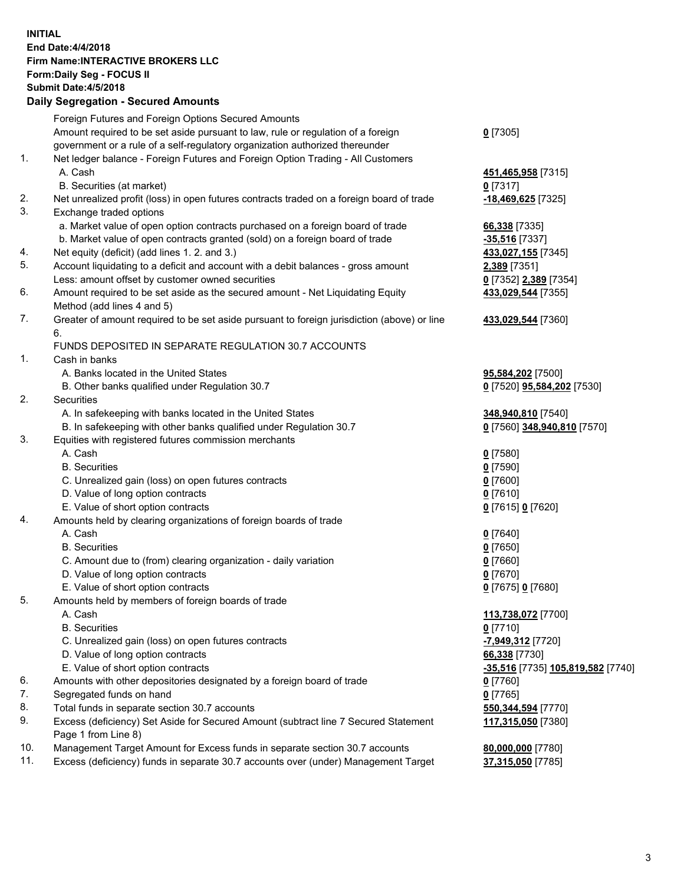**INITIAL**
**End Date:4/4/2018**
**Firm Name:INTERACTIVE BROKERS LLC**
**Form:Daily Seg - FOCUS II**
**Submit Date:4/5/2018**
**Daily Segregation - Secured Amounts**

| | | |
|---|---|---|
| | Foreign Futures and Foreign Options Secured Amounts | |
| | Amount required to be set aside pursuant to law, rule or regulation of a foreign government or a rule of a self-regulatory organization authorized thereunder | **0** [7305] |
| 1. | Net ledger balance - Foreign Futures and Foreign Option Trading - All Customers | |
| | A. Cash | **451,465,958** [7315] |
| | B. Securities (at market) | **0** [7317] |
| 2. | Net unrealized profit (loss) in open futures contracts traded on a foreign board of trade | **-18,469,625** [7325] |
| 3. | Exchange traded options | |
| | a. Market value of open option contracts purchased on a foreign board of trade | **66,338** [7335] |
| | b. Market value of open contracts granted (sold) on a foreign board of trade | **-35,516** [7337] |
| 4. | Net equity (deficit) (add lines 1. 2. and 3.) | **433,027,155** [7345] |
| 5. | Account liquidating to a deficit and account with a debit balances - gross amount | **2,389** [7351] |
| | Less: amount offset by customer owned securities | **0** [7352] **2,389** [7354] |
| 6. | Amount required to be set aside as the secured amount - Net Liquidating Equity Method (add lines 4 and 5) | **433,029,544** [7355] |
| 7. | Greater of amount required to be set aside pursuant to foreign jurisdiction (above) or line 6. | **433,029,544** [7360] |
| | FUNDS DEPOSITED IN SEPARATE REGULATION 30.7 ACCOUNTS | |
| 1. | Cash in banks | |
| | A. Banks located in the United States | **95,584,202** [7500] |
| | B. Other banks qualified under Regulation 30.7 | **0** [7520] **95,584,202** [7530] |
| 2. | Securities | |
| | A. In safekeeping with banks located in the United States | **348,940,810** [7540] |
| | B. In safekeeping with other banks qualified under Regulation 30.7 | **0** [7560] **348,940,810** [7570] |
| 3. | Equities with registered futures commission merchants | |
| | A. Cash | **0** [7580] |
| | B. Securities | **0** [7590] |
| | C. Unrealized gain (loss) on open futures contracts | **0** [7600] |
| | D. Value of long option contracts | **0** [7610] |
| | E. Value of short option contracts | **0** [7615] **0** [7620] |
| 4. | Amounts held by clearing organizations of foreign boards of trade | |
| | A. Cash | **0** [7640] |
| | B. Securities | **0** [7650] |
| | C. Amount due to (from) clearing organization - daily variation | **0** [7660] |
| | D. Value of long option contracts | **0** [7670] |
| | E. Value of short option contracts | **0** [7675] **0** [7680] |
| 5. | Amounts held by members of foreign boards of trade | |
| | A. Cash | **113,738,072** [7700] |
| | B. Securities | **0** [7710] |
| | C. Unrealized gain (loss) on open futures contracts | **-7,949,312** [7720] |
| | D. Value of long option contracts | **66,338** [7730] |
| | E. Value of short option contracts | **-35,516** [7735] **105,819,582** [7740] |
| 6. | Amounts with other depositories designated by a foreign board of trade | **0** [7760] |
| 7. | Segregated funds on hand | **0** [7765] |
| 8. | Total funds in separate section 30.7 accounts | **550,344,594** [7770] |
| 9. | Excess (deficiency) Set Aside for Secured Amount (subtract line 7 Secured Statement Page 1 from Line 8) | **117,315,050** [7380] |
| 10. | Management Target Amount for Excess funds in separate section 30.7 accounts | **80,000,000** [7780] |
| 11. | Excess (deficiency) funds in separate 30.7 accounts over (under) Management Target | **37,315,050** [7785] |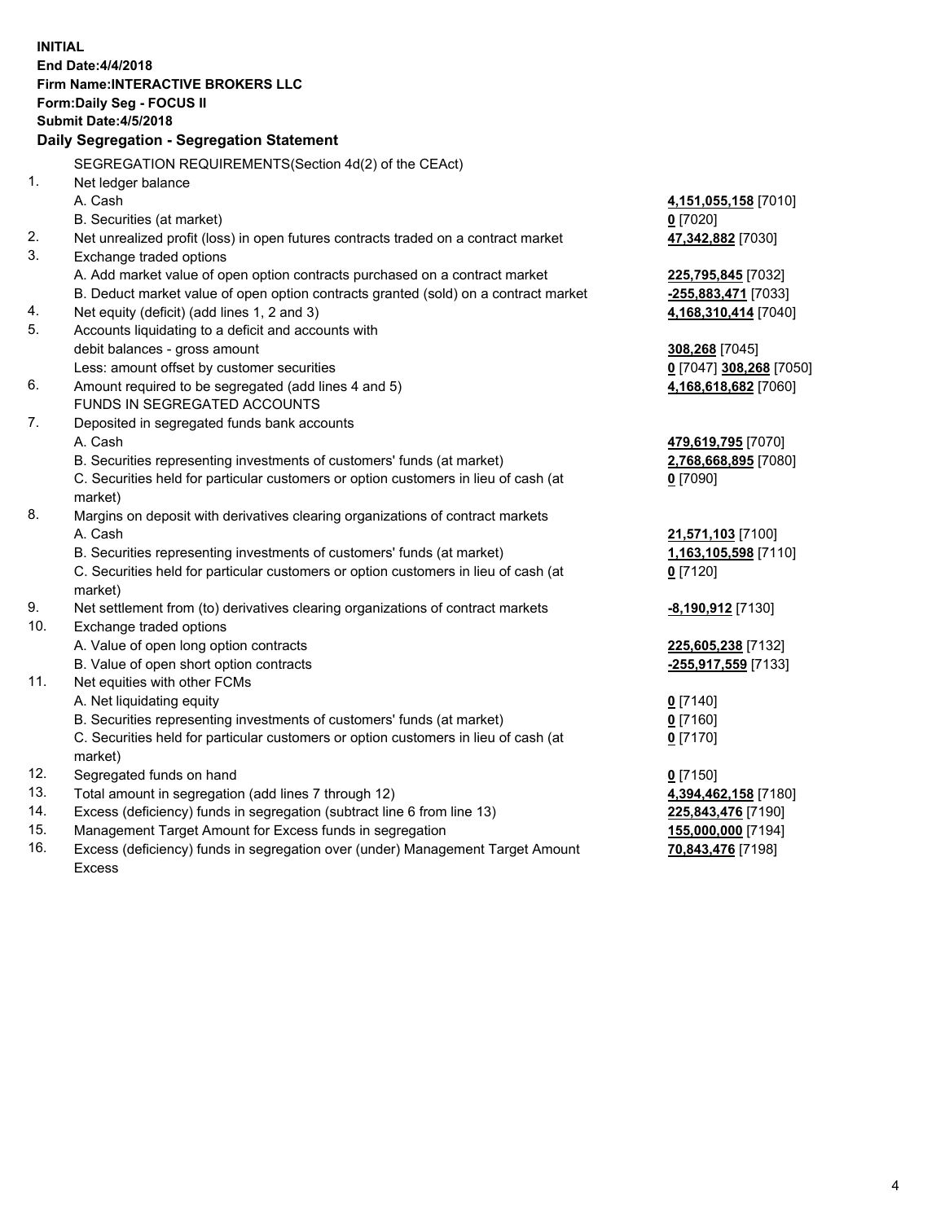**INITIAL**
**End Date:4/4/2018**
**Firm Name:INTERACTIVE BROKERS LLC**
**Form:Daily Seg - FOCUS II**
**Submit Date:4/5/2018**

## Daily Segregation - Segregation Statement

SEGREGATION REQUIREMENTS(Section 4d(2) of the CEAct)

| | | |
|---|---|---|
| 1. | Net ledger balance | |
| | A. Cash | **4,151,055,158** [7010] |
| | B. Securities (at market) | **0** [7020] |
| 2. | Net unrealized profit (loss) in open futures contracts traded on a contract market | **47,342,882** [7030] |
| 3. | Exchange traded options | |
| | A. Add market value of open option contracts purchased on a contract market | **225,795,845** [7032] |
| | B. Deduct market value of open option contracts granted (sold) on a contract market | **-255,883,471** [7033] |
| 4. | Net equity (deficit) (add lines 1, 2 and 3) | **4,168,310,414** [7040] |
| 5. | Accounts liquidating to a deficit and accounts with debit balances - gross amount | **308,268** [7045] |
| | Less: amount offset by customer securities | **0** [7047] **308,268** [7050] |
| 6. | Amount required to be segregated (add lines 4 and 5) | **4,168,618,682** [7060] |
| | FUNDS IN SEGREGATED ACCOUNTS | |
| 7. | Deposited in segregated funds bank accounts | |
| | A. Cash | **479,619,795** [7070] |
| | B. Securities representing investments of customers' funds (at market) | **2,768,668,895** [7080] |
| | C. Securities held for particular customers or option customers in lieu of cash (at market) | **0** [7090] |
| 8. | Margins on deposit with derivatives clearing organizations of contract markets | |
| | A. Cash | **21,571,103** [7100] |
| | B. Securities representing investments of customers' funds (at market) | **1,163,105,598** [7110] |
| | C. Securities held for particular customers or option customers in lieu of cash (at market) | **0** [7120] |
| 9. | Net settlement from (to) derivatives clearing organizations of contract markets | **-8,190,912** [7130] |
| 10. | Exchange traded options | |
| | A. Value of open long option contracts | **225,605,238** [7132] |
| | B. Value of open short option contracts | **-255,917,559** [7133] |
| 11. | Net equities with other FCMs | |
| | A. Net liquidating equity | **0** [7140] |
| | B. Securities representing investments of customers' funds (at market) | **0** [7160] |
| | C. Securities held for particular customers or option customers in lieu of cash (at market) | **0** [7170] |
| 12. | Segregated funds on hand | **0** [7150] |
| 13. | Total amount in segregation (add lines 7 through 12) | **4,394,462,158** [7180] |
| 14. | Excess (deficiency) funds in segregation (subtract line 6 from line 13) | **225,843,476** [7190] |
| 15. | Management Target Amount for Excess funds in segregation | **155,000,000** [7194] |
| 16. | Excess (deficiency) funds in segregation over (under) Management Target Amount Excess | **70,843,476** [7198] |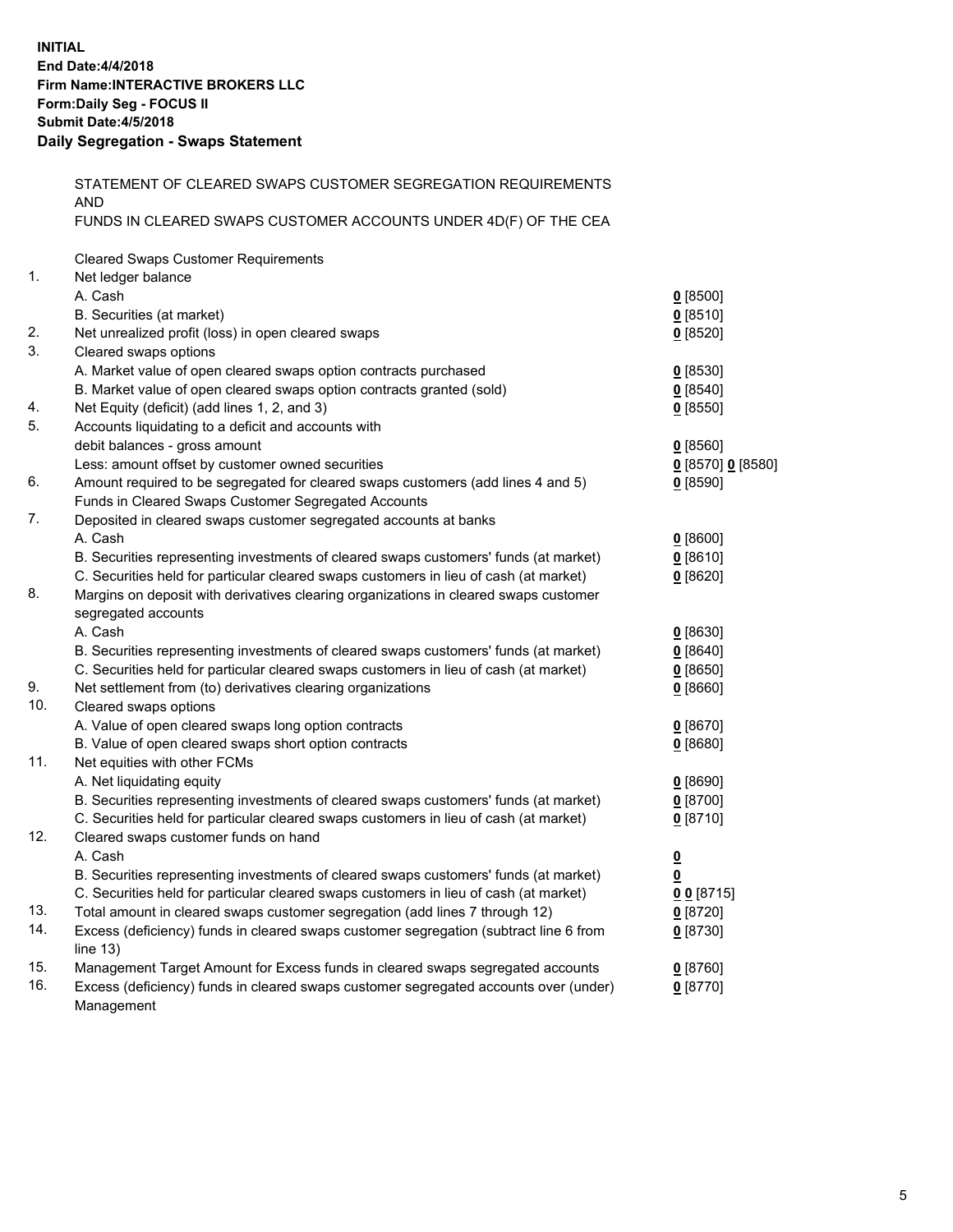**INITIAL**
**End Date:4/4/2018**
**Firm Name:INTERACTIVE BROKERS LLC**
**Form:Daily Seg - FOCUS II**
**Submit Date:4/5/2018**
**Daily Segregation - Swaps Statement**

STATEMENT OF CLEARED SWAPS CUSTOMER SEGREGATION REQUIREMENTS
AND
FUNDS IN CLEARED SWAPS CUSTOMER ACCOUNTS UNDER 4D(F) OF THE CEA

| | | |
|---|---|---|
| | Cleared Swaps Customer Requirements | |
| 1. | Net ledger balance | |
| | A. Cash | 0 [8500] |
| | B. Securities (at market) | 0 [8510] |
| 2. | Net unrealized profit (loss) in open cleared swaps | 0 [8520] |
| 3. | Cleared swaps options | |
| | A. Market value of open cleared swaps option contracts purchased | 0 [8530] |
| | B. Market value of open cleared swaps option contracts granted (sold) | 0 [8540] |
| 4. | Net Equity (deficit) (add lines 1, 2, and 3) | 0 [8550] |
| 5. | Accounts liquidating to a deficit and accounts with | |
| | debit balances - gross amount | 0 [8560] |
| | Less: amount offset by customer owned securities | 0 [8570] 0 [8580] |
| 6. | Amount required to be segregated for cleared swaps customers (add lines 4 and 5) | 0 [8590] |
| | Funds in Cleared Swaps Customer Segregated Accounts | |
| 7. | Deposited in cleared swaps customer segregated accounts at banks | |
| | A. Cash | 0 [8600] |
| | B. Securities representing investments of cleared swaps customers' funds (at market) | 0 [8610] |
| | C. Securities held for particular cleared swaps customers in lieu of cash (at market) | 0 [8620] |
| 8. | Margins on deposit with derivatives clearing organizations in cleared swaps customer segregated accounts | |
| | A. Cash | 0 [8630] |
| | B. Securities representing investments of cleared swaps customers' funds (at market) | 0 [8640] |
| | C. Securities held for particular cleared swaps customers in lieu of cash (at market) | 0 [8650] |
| 9. | Net settlement from (to) derivatives clearing organizations | 0 [8660] |
| 10. | Cleared swaps options | |
| | A. Value of open cleared swaps long option contracts | 0 [8670] |
| | B. Value of open cleared swaps short option contracts | 0 [8680] |
| 11. | Net equities with other FCMs | |
| | A. Net liquidating equity | 0 [8690] |
| | B. Securities representing investments of cleared swaps customers' funds (at market) | 0 [8700] |
| | C. Securities held for particular cleared swaps customers in lieu of cash (at market) | 0 [8710] |
| 12. | Cleared swaps customer funds on hand | |
| | A. Cash | 0 |
| | B. Securities representing investments of cleared swaps customers' funds (at market) | 0 |
| | C. Securities held for particular cleared swaps customers in lieu of cash (at market) | 0 0 [8715] |
| 13. | Total amount in cleared swaps customer segregation (add lines 7 through 12) | 0 [8720] |
| 14. | Excess (deficiency) funds in cleared swaps customer segregation (subtract line 6 from line 13) | 0 [8730] |
| 15. | Management Target Amount for Excess funds in cleared swaps segregated accounts | 0 [8760] |
| 16. | Excess (deficiency) funds in cleared swaps customer segregated accounts over (under) Management | 0 [8770] |